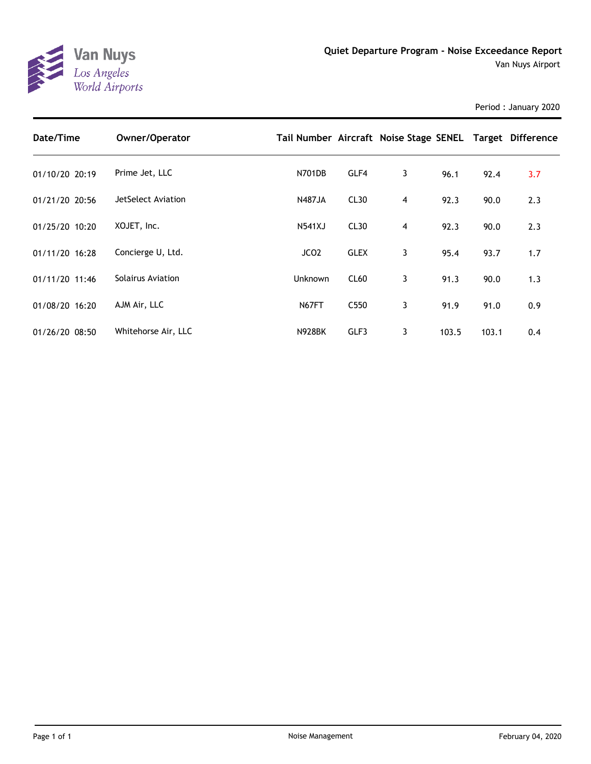Van Nuys
Los Angeles
World Airports

# Quiet Departure Program - Noise Exceedance Report

Van Nuys Airport

Period : January 2020

| Date/Time | Owner/Operator | Tail Number | Aircraft | Noise Stage | SENEL | Target | Difference |
|---|---|---|---|---|---|---|---|
| 01/10/20 20:19 | Prime Jet, LLC | N701DB | GLF4 | 3 | 96.1 | 92.4 | 3.7 |
| 01/21/20 20:56 | JetSelect Aviation | N487JA | CL30 | 4 | 92.3 | 90.0 | 2.3 |
| 01/25/20 10:20 | XOJET, Inc. | N541XJ | CL30 | 4 | 92.3 | 90.0 | 2.3 |
| 01/11/20 16:28 | Concierge U, Ltd. | JCO2 | GLEX | 3 | 95.4 | 93.7 | 1.7 |
| 01/11/20 11:46 | Solairus Aviation | Unknown | CL60 | 3 | 91.3 | 90.0 | 1.3 |
| 01/08/20 16:20 | AJM Air, LLC | N67FT | C550 | 3 | 91.9 | 91.0 | 0.9 |
| 01/26/20 08:50 | Whitehorse Air, LLC | N928BK | GLF3 | 3 | 103.5 | 103.1 | 0.4 |

Noise Management

February 04, 2020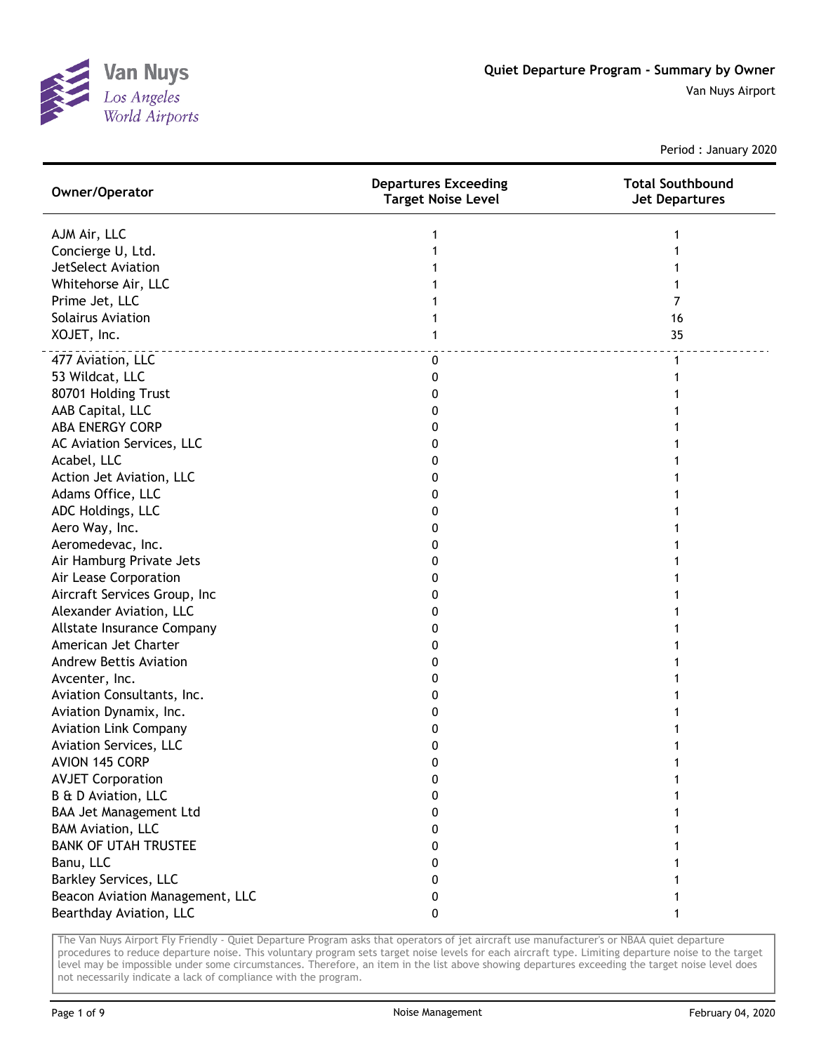Van Nuys
*Los Angeles World Airports*

# Quiet Departure Program - Summary by Owner

Van Nuys Airport

Period : January 2020

| Owner/Operator | Departures Exceeding Target Noise Level | Total Southbound Jet Departures |
|---|---|---|
| AJM Air, LLC | 1 | 1 |
| Concierge U, Ltd. | 1 | 1 |
| JetSelect Aviation | 1 | 1 |
| Whitehorse Air, LLC | 1 | 1 |
| Prime Jet, LLC | 1 | 7 |
| Solairus Aviation | 1 | 16 |
| XOJET, Inc. | 1 | 35 |
| 477 Aviation, LLC | 0 | 1 |
| 53 Wildcat, LLC | 0 | 1 |
| 80701 Holding Trust | 0 | 1 |
| AAB Capital, LLC | 0 | 1 |
| ABA ENERGY CORP | 0 | 1 |
| AC Aviation Services, LLC | 0 | 1 |
| Acabel, LLC | 0 | 1 |
| Action Jet Aviation, LLC | 0 | 1 |
| Adams Office, LLC | 0 | 1 |
| ADC Holdings, LLC | 0 | 1 |
| Aero Way, Inc. | 0 | 1 |
| Aeromedevac, Inc. | 0 | 1 |
| Air Hamburg Private Jets | 0 | 1 |
| Air Lease Corporation | 0 | 1 |
| Aircraft Services Group, Inc | 0 | 1 |
| Alexander Aviation, LLC | 0 | 1 |
| Allstate Insurance Company | 0 | 1 |
| American Jet Charter | 0 | 1 |
| Andrew Bettis Aviation | 0 | 1 |
| Avcenter, Inc. | 0 | 1 |
| Aviation Consultants, Inc. | 0 | 1 |
| Aviation Dynamix, Inc. | 0 | 1 |
| Aviation Link Company | 0 | 1 |
| Aviation Services, LLC | 0 | 1 |
| AVION 145 CORP | 0 | 1 |
| AVJET Corporation | 0 | 1 |
| B & D Aviation, LLC | 0 | 1 |
| BAA Jet Management Ltd | 0 | 1 |
| BAM Aviation, LLC | 0 | 1 |
| BANK OF UTAH TRUSTEE | 0 | 1 |
| Banu, LLC | 0 | 1 |
| Barkley Services, LLC | 0 | 1 |
| Beacon Aviation Management, LLC | 0 | 1 |
| Bearthday Aviation, LLC | 0 | 1 |

The Van Nuys Airport Fly Friendly - Quiet Departure Program asks that operators of jet aircraft use manufacturer's or NBAA quiet departure procedures to reduce departure noise. This voluntary program sets target noise levels for each aircraft type. Limiting departure noise to the target level may be impossible under some circumstances. Therefore, an item in the list above showing departures exceeding the target noise level does not necessarily indicate a lack of compliance with the program.

Noise Management

February 04, 2020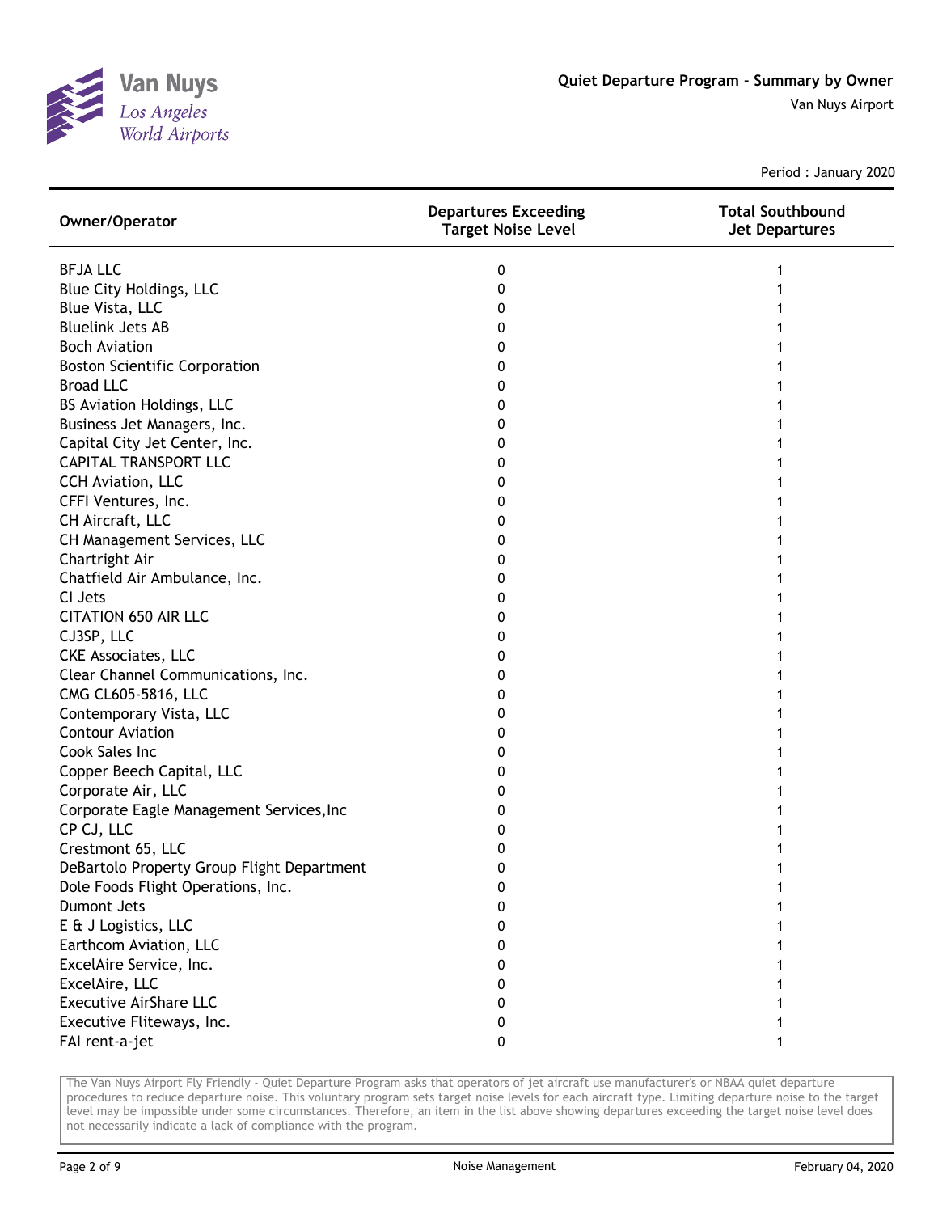# Quiet Departure Program - Summary by Owner

Van Nuys Airport

Period : January 2020

| Owner/Operator | Departures Exceeding Target Noise Level | Total Southbound Jet Departures |
|---|---|---|
| BFJA LLC | 0 | 1 |
| Blue City Holdings, LLC | 0 | 1 |
| Blue Vista, LLC | 0 | 1 |
| Bluelink Jets AB | 0 | 1 |
| Boch Aviation | 0 | 1 |
| Boston Scientific Corporation | 0 | 1 |
| Broad LLC | 0 | 1 |
| BS Aviation Holdings, LLC | 0 | 1 |
| Business Jet Managers, Inc. | 0 | 1 |
| Capital City Jet Center, Inc. | 0 | 1 |
| CAPITAL TRANSPORT LLC | 0 | 1 |
| CCH Aviation, LLC | 0 | 1 |
| CFFI Ventures, Inc. | 0 | 1 |
| CH Aircraft, LLC | 0 | 1 |
| CH Management Services, LLC | 0 | 1 |
| Chartright Air | 0 | 1 |
| Chatfield Air Ambulance, Inc. | 0 | 1 |
| CI Jets | 0 | 1 |
| CITATION 650 AIR LLC | 0 | 1 |
| CJ3SP, LLC | 0 | 1 |
| CKE Associates, LLC | 0 | 1 |
| Clear Channel Communications, Inc. | 0 | 1 |
| CMG CL605-5816, LLC | 0 | 1 |
| Contemporary Vista, LLC | 0 | 1 |
| Contour Aviation | 0 | 1 |
| Cook Sales Inc | 0 | 1 |
| Copper Beech Capital, LLC | 0 | 1 |
| Corporate Air, LLC | 0 | 1 |
| Corporate Eagle Management Services,Inc | 0 | 1 |
| CP CJ, LLC | 0 | 1 |
| Crestmont 65, LLC | 0 | 1 |
| DeBartolo Property Group Flight Department | 0 | 1 |
| Dole Foods Flight Operations, Inc. | 0 | 1 |
| Dumont Jets | 0 | 1 |
| E & J Logistics, LLC | 0 | 1 |
| Earthcom Aviation, LLC | 0 | 1 |
| ExcelAire Service, Inc. | 0 | 1 |
| ExcelAire, LLC | 0 | 1 |
| Executive AirShare LLC | 0 | 1 |
| Executive Fliteways, Inc. | 0 | 1 |
| FAI rent-a-jet | 0 | 1 |

The Van Nuys Airport Fly Friendly - Quiet Departure Program asks that operators of jet aircraft use manufacturer's or NBAA quiet departure procedures to reduce departure noise. This voluntary program sets target noise levels for each aircraft type. Limiting departure noise to the target level may be impossible under some circumstances. Therefore, an item in the list above showing departures exceeding the target noise level does not necessarily indicate a lack of compliance with the program.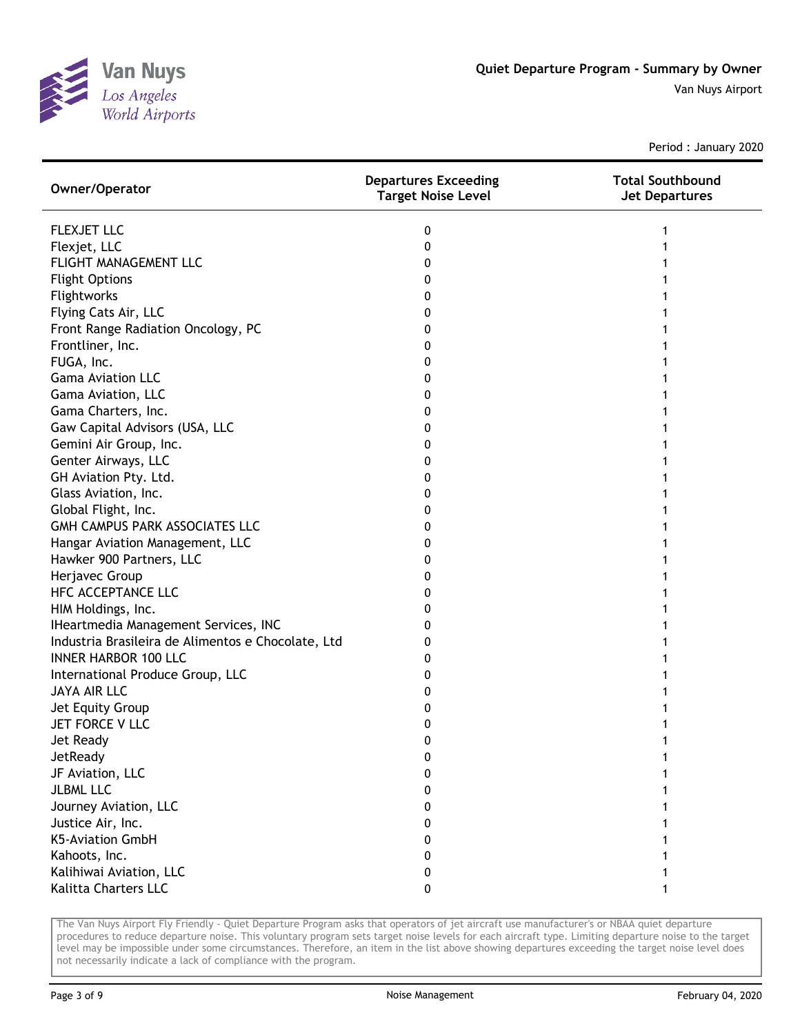# Quiet Departure Program - Summary by Owner

Van Nuys Airport

Period : January 2020

| Owner/Operator | Departures Exceeding Target Noise Level | Total Southbound Jet Departures |
|---|---|---|
| FLEXJET LLC | 0 | 1 |
| Flexjet, LLC | 0 | 1 |
| FLIGHT MANAGEMENT LLC | 0 | 1 |
| Flight Options | 0 | 1 |
| Flightworks | 0 | 1 |
| Flying Cats Air, LLC | 0 | 1 |
| Front Range Radiation Oncology, PC | 0 | 1 |
| Frontliner, Inc. | 0 | 1 |
| FUGA, Inc. | 0 | 1 |
| Gama Aviation LLC | 0 | 1 |
| Gama Aviation, LLC | 0 | 1 |
| Gama Charters, Inc. | 0 | 1 |
| Gaw Capital Advisors (USA, LLC | 0 | 1 |
| Gemini Air Group, Inc. | 0 | 1 |
| Genter Airways, LLC | 0 | 1 |
| GH Aviation Pty. Ltd. | 0 | 1 |
| Glass Aviation, Inc. | 0 | 1 |
| Global Flight, Inc. | 0 | 1 |
| GMH CAMPUS PARK ASSOCIATES LLC | 0 | 1 |
| Hangar Aviation Management, LLC | 0 | 1 |
| Hawker 900 Partners, LLC | 0 | 1 |
| Herjavec Group | 0 | 1 |
| HFC ACCEPTANCE LLC | 0 | 1 |
| HIM Holdings, Inc. | 0 | 1 |
| IHeartmedia Management Services, INC | 0 | 1 |
| Industria Brasileira de Alimentos e Chocolate, Ltd | 0 | 1 |
| INNER HARBOR 100 LLC | 0 | 1 |
| International Produce Group, LLC | 0 | 1 |
| JAYA AIR LLC | 0 | 1 |
| Jet Equity Group | 0 | 1 |
| JET FORCE V LLC | 0 | 1 |
| Jet Ready | 0 | 1 |
| JetReady | 0 | 1 |
| JF Aviation, LLC | 0 | 1 |
| JLBML LLC | 0 | 1 |
| Journey Aviation, LLC | 0 | 1 |
| Justice Air, Inc. | 0 | 1 |
| K5-Aviation GmbH | 0 | 1 |
| Kahoots, Inc. | 0 | 1 |
| Kalihiwai Aviation, LLC | 0 | 1 |
| Kalitta Charters LLC | 0 | 1 |

The Van Nuys Airport Fly Friendly - Quiet Departure Program asks that operators of jet aircraft use manufacturer's or NBAA quiet departure procedures to reduce departure noise. This voluntary program sets target noise levels for each aircraft type. Limiting departure noise to the target level may be impossible under some circumstances. Therefore, an item in the list above showing departures exceeding the target noise level does not necessarily indicate a lack of compliance with the program.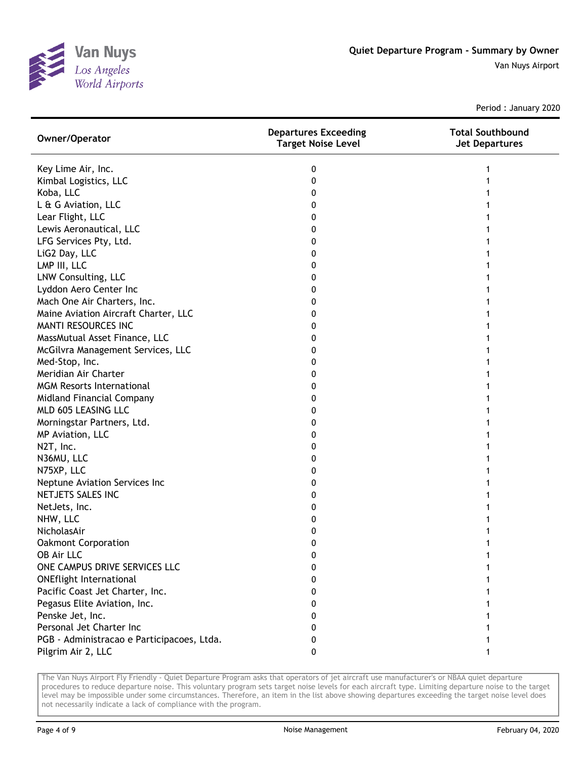# Quiet Departure Program - Summary by Owner

Van Nuys Airport

Period : January 2020

| Owner/Operator | Departures Exceeding Target Noise Level | Total Southbound Jet Departures |
|---|---|---|
| Key Lime Air, Inc. | 0 | 1 |
| Kimbal Logistics, LLC | 0 | 1 |
| Koba, LLC | 0 | 1 |
| L & G Aviation, LLC | 0 | 1 |
| Lear Flight, LLC | 0 | 1 |
| Lewis Aeronautical, LLC | 0 | 1 |
| LFG Services Pty, Ltd. | 0 | 1 |
| LiG2 Day, LLC | 0 | 1 |
| LMP III, LLC | 0 | 1 |
| LNW Consulting, LLC | 0 | 1 |
| Lyddon Aero Center Inc | 0 | 1 |
| Mach One Air Charters, Inc. | 0 | 1 |
| Maine Aviation Aircraft Charter, LLC | 0 | 1 |
| MANTI RESOURCES INC | 0 | 1 |
| MassMutual Asset Finance, LLC | 0 | 1 |
| McGilvra Management Services, LLC | 0 | 1 |
| Med-Stop, Inc. | 0 | 1 |
| Meridian Air Charter | 0 | 1 |
| MGM Resorts International | 0 | 1 |
| Midland Financial Company | 0 | 1 |
| MLD 605 LEASING LLC | 0 | 1 |
| Morningstar Partners, Ltd. | 0 | 1 |
| MP Aviation, LLC | 0 | 1 |
| N2T, Inc. | 0 | 1 |
| N36MU, LLC | 0 | 1 |
| N75XP, LLC | 0 | 1 |
| Neptune Aviation Services Inc | 0 | 1 |
| NETJETS SALES INC | 0 | 1 |
| NetJets, Inc. | 0 | 1 |
| NHW, LLC | 0 | 1 |
| NicholasAir | 0 | 1 |
| Oakmont Corporation | 0 | 1 |
| OB Air LLC | 0 | 1 |
| ONE CAMPUS DRIVE SERVICES LLC | 0 | 1 |
| ONEflight International | 0 | 1 |
| Pacific Coast Jet Charter, Inc. | 0 | 1 |
| Pegasus Elite Aviation, Inc. | 0 | 1 |
| Penske Jet, Inc. | 0 | 1 |
| Personal Jet Charter Inc | 0 | 1 |
| PGB - Administracao e Participacoes, Ltda. | 0 | 1 |
| Pilgrim Air 2, LLC | 0 | 1 |

The Van Nuys Airport Fly Friendly - Quiet Departure Program asks that operators of jet aircraft use manufacturer's or NBAA quiet departure procedures to reduce departure noise. This voluntary program sets target noise levels for each aircraft type. Limiting departure noise to the target level may be impossible under some circumstances. Therefore, an item in the list above showing departures exceeding the target noise level does not necessarily indicate a lack of compliance with the program.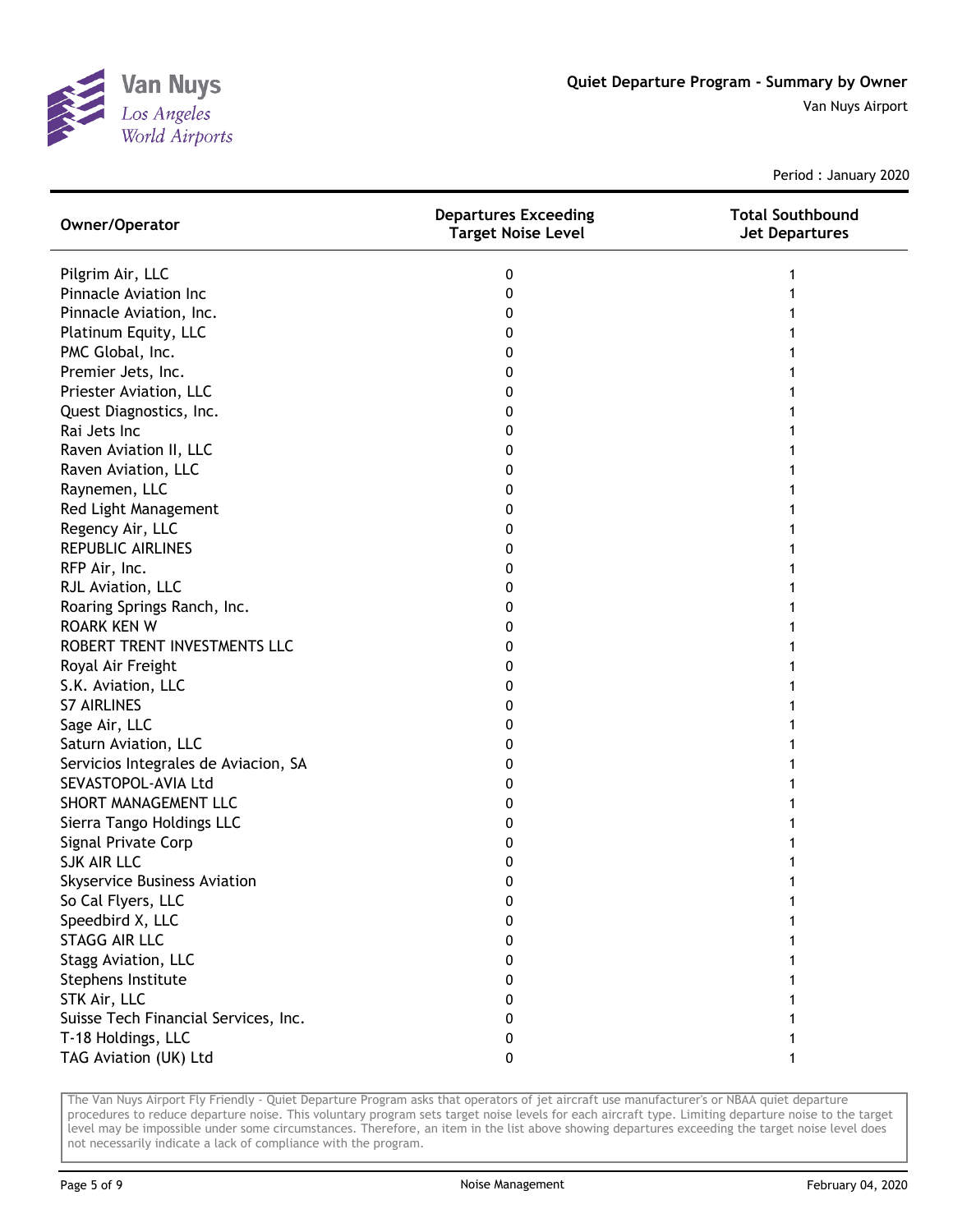Period : January 2020

| Owner/Operator | Departures Exceeding Target Noise Level | Total Southbound Jet Departures |
|---|---|---|
| Pilgrim Air, LLC | 0 | 1 |
| Pinnacle Aviation Inc | 0 | 1 |
| Pinnacle Aviation, Inc. | 0 | 1 |
| Platinum Equity, LLC | 0 | 1 |
| PMC Global, Inc. | 0 | 1 |
| Premier Jets, Inc. | 0 | 1 |
| Priester Aviation, LLC | 0 | 1 |
| Quest Diagnostics, Inc. | 0 | 1 |
| Rai Jets Inc | 0 | 1 |
| Raven Aviation II, LLC | 0 | 1 |
| Raven Aviation, LLC | 0 | 1 |
| Raynemen, LLC | 0 | 1 |
| Red Light Management | 0 | 1 |
| Regency Air, LLC | 0 | 1 |
| REPUBLIC AIRLINES | 0 | 1 |
| RFP Air, Inc. | 0 | 1 |
| RJL Aviation, LLC | 0 | 1 |
| Roaring Springs Ranch, Inc. | 0 | 1 |
| ROARK KEN W | 0 | 1 |
| ROBERT TRENT INVESTMENTS LLC | 0 | 1 |
| Royal Air Freight | 0 | 1 |
| S.K. Aviation, LLC | 0 | 1 |
| S7 AIRLINES | 0 | 1 |
| Sage Air, LLC | 0 | 1 |
| Saturn Aviation, LLC | 0 | 1 |
| Servicios Integrales de Aviacion, SA | 0 | 1 |
| SEVASTOPOL-AVIA Ltd | 0 | 1 |
| SHORT MANAGEMENT LLC | 0 | 1 |
| Sierra Tango Holdings LLC | 0 | 1 |
| Signal Private Corp | 0 | 1 |
| SJK AIR LLC | 0 | 1 |
| Skyservice Business Aviation | 0 | 1 |
| So Cal Flyers, LLC | 0 | 1 |
| Speedbird X, LLC | 0 | 1 |
| STAGG AIR LLC | 0 | 1 |
| Stagg Aviation, LLC | 0 | 1 |
| Stephens Institute | 0 | 1 |
| STK Air, LLC | 0 | 1 |
| Suisse Tech Financial Services, Inc. | 0 | 1 |
| T-18 Holdings, LLC | 0 | 1 |
| TAG Aviation (UK) Ltd | 0 | 1 |

The Van Nuys Airport Fly Friendly - Quiet Departure Program asks that operators of jet aircraft use manufacturer's or NBAA quiet departure procedures to reduce departure noise. This voluntary program sets target noise levels for each aircraft type. Limiting departure noise to the target level may be impossible under some circumstances. Therefore, an item in the list above showing departures exceeding the target noise level does not necessarily indicate a lack of compliance with the program.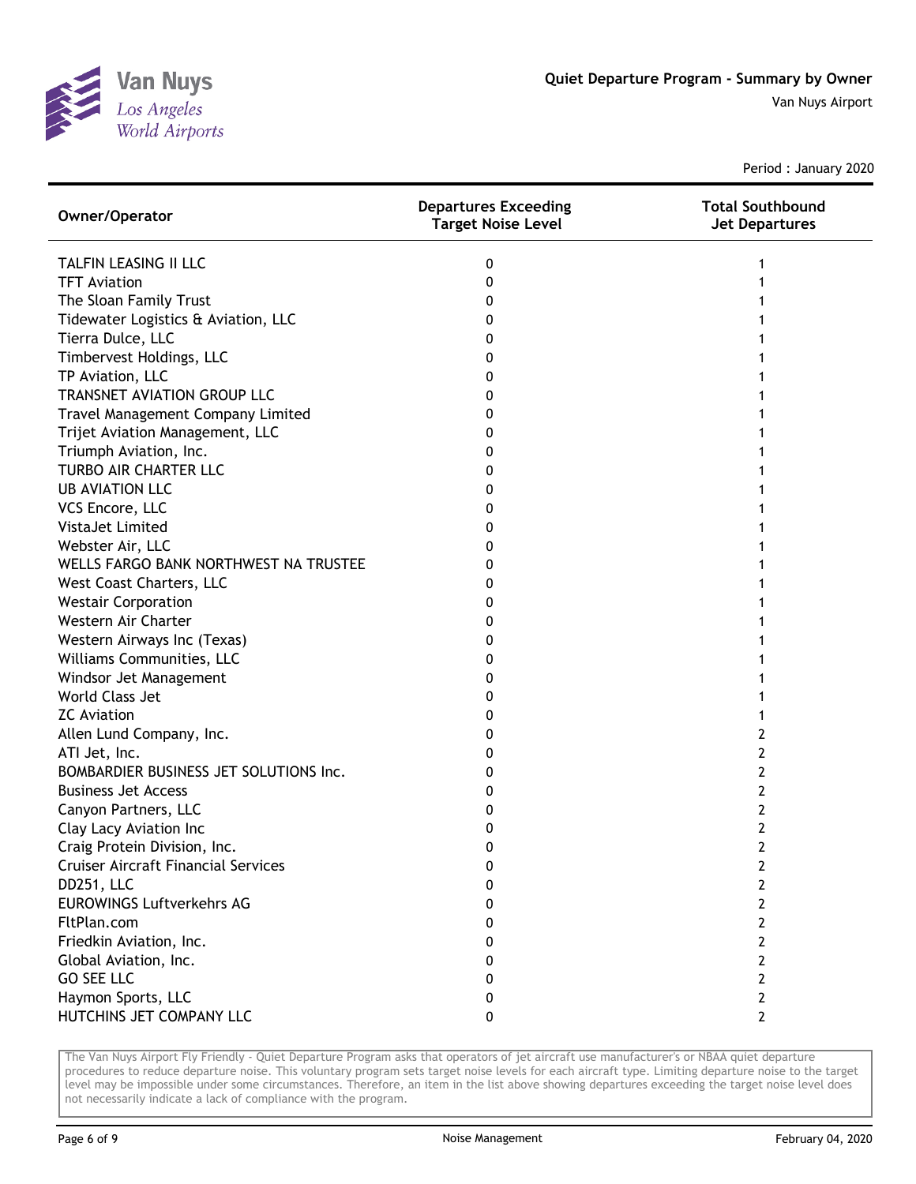# Quiet Departure Program - Summary by Owner

Van Nuys Airport

Period : January 2020

| Owner/Operator | Departures Exceeding Target Noise Level | Total Southbound Jet Departures |
|---|---|---|
| TALFIN LEASING II LLC | 0 | 1 |
| TFT Aviation | 0 | 1 |
| The Sloan Family Trust | 0 | 1 |
| Tidewater Logistics & Aviation, LLC | 0 | 1 |
| Tierra Dulce, LLC | 0 | 1 |
| Timbervest Holdings, LLC | 0 | 1 |
| TP Aviation, LLC | 0 | 1 |
| TRANSNET AVIATION GROUP LLC | 0 | 1 |
| Travel Management Company Limited | 0 | 1 |
| Trijet Aviation Management, LLC | 0 | 1 |
| Triumph Aviation, Inc. | 0 | 1 |
| TURBO AIR CHARTER LLC | 0 | 1 |
| UB AVIATION LLC | 0 | 1 |
| VCS Encore, LLC | 0 | 1 |
| VistaJet Limited | 0 | 1 |
| Webster Air, LLC | 0 | 1 |
| WELLS FARGO BANK NORTHWEST NA TRUSTEE | 0 | 1 |
| West Coast Charters, LLC | 0 | 1 |
| Westair Corporation | 0 | 1 |
| Western Air Charter | 0 | 1 |
| Western Airways Inc (Texas) | 0 | 1 |
| Williams Communities, LLC | 0 | 1 |
| Windsor Jet Management | 0 | 1 |
| World Class Jet | 0 | 1 |
| ZC Aviation | 0 | 1 |
| Allen Lund Company, Inc. | 0 | 2 |
| ATI Jet, Inc. | 0 | 2 |
| BOMBARDIER BUSINESS JET SOLUTIONS Inc. | 0 | 2 |
| Business Jet Access | 0 | 2 |
| Canyon Partners, LLC | 0 | 2 |
| Clay Lacy Aviation Inc | 0 | 2 |
| Craig Protein Division, Inc. | 0 | 2 |
| Cruiser Aircraft Financial Services | 0 | 2 |
| DD251, LLC | 0 | 2 |
| EUROWINGS Luftverkehrs AG | 0 | 2 |
| FltPlan.com | 0 | 2 |
| Friedkin Aviation, Inc. | 0 | 2 |
| Global Aviation, Inc. | 0 | 2 |
| GO SEE LLC | 0 | 2 |
| Haymon Sports, LLC | 0 | 2 |
| HUTCHINS JET COMPANY LLC | 0 | 2 |

The Van Nuys Airport Fly Friendly - Quiet Departure Program asks that operators of jet aircraft use manufacturer's or NBAA quiet departure procedures to reduce departure noise. This voluntary program sets target noise levels for each aircraft type. Limiting departure noise to the target level may be impossible under some circumstances. Therefore, an item in the list above showing departures exceeding the target noise level does not necessarily indicate a lack of compliance with the program.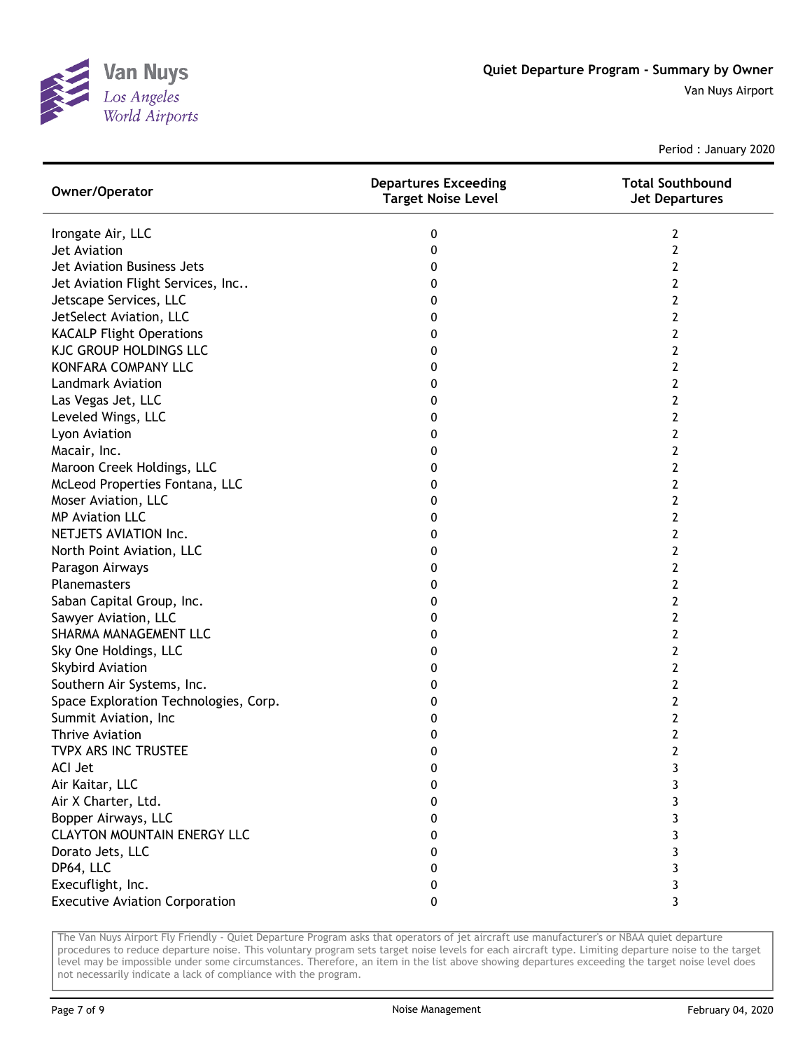# Quiet Departure Program - Summary by Owner

Van Nuys Airport

Period : January 2020

| Owner/Operator | Departures Exceeding Target Noise Level | Total Southbound Jet Departures |
|---|---|---|
| Irongate Air, LLC | 0 | 2 |
| Jet Aviation | 0 | 2 |
| Jet Aviation Business Jets | 0 | 2 |
| Jet Aviation Flight Services, Inc.. | 0 | 2 |
| Jetscape Services, LLC | 0 | 2 |
| JetSelect Aviation, LLC | 0 | 2 |
| KACALP Flight Operations | 0 | 2 |
| KJC GROUP HOLDINGS LLC | 0 | 2 |
| KONFARA COMPANY LLC | 0 | 2 |
| Landmark Aviation | 0 | 2 |
| Las Vegas Jet, LLC | 0 | 2 |
| Leveled Wings, LLC | 0 | 2 |
| Lyon Aviation | 0 | 2 |
| Macair, Inc. | 0 | 2 |
| Maroon Creek Holdings, LLC | 0 | 2 |
| McLeod Properties Fontana, LLC | 0 | 2 |
| Moser Aviation, LLC | 0 | 2 |
| MP Aviation LLC | 0 | 2 |
| NETJETS AVIATION Inc. | 0 | 2 |
| North Point Aviation, LLC | 0 | 2 |
| Paragon Airways | 0 | 2 |
| Planemasters | 0 | 2 |
| Saban Capital Group, Inc. | 0 | 2 |
| Sawyer Aviation, LLC | 0 | 2 |
| SHARMA MANAGEMENT LLC | 0 | 2 |
| Sky One Holdings, LLC | 0 | 2 |
| Skybird Aviation | 0 | 2 |
| Southern Air Systems, Inc. | 0 | 2 |
| Space Exploration Technologies, Corp. | 0 | 2 |
| Summit Aviation, Inc | 0 | 2 |
| Thrive Aviation | 0 | 2 |
| TVPX ARS INC TRUSTEE | 0 | 2 |
| ACI Jet | 0 | 3 |
| Air Kaitar, LLC | 0 | 3 |
| Air X Charter, Ltd. | 0 | 3 |
| Bopper Airways, LLC | 0 | 3 |
| CLAYTON MOUNTAIN ENERGY LLC | 0 | 3 |
| Dorato Jets, LLC | 0 | 3 |
| DP64, LLC | 0 | 3 |
| Execuflight, Inc. | 0 | 3 |
| Executive Aviation Corporation | 0 | 3 |

The Van Nuys Airport Fly Friendly - Quiet Departure Program asks that operators of jet aircraft use manufacturer's or NBAA quiet departure procedures to reduce departure noise. This voluntary program sets target noise levels for each aircraft type. Limiting departure noise to the target level may be impossible under some circumstances. Therefore, an item in the list above showing departures exceeding the target noise level does not necessarily indicate a lack of compliance with the program.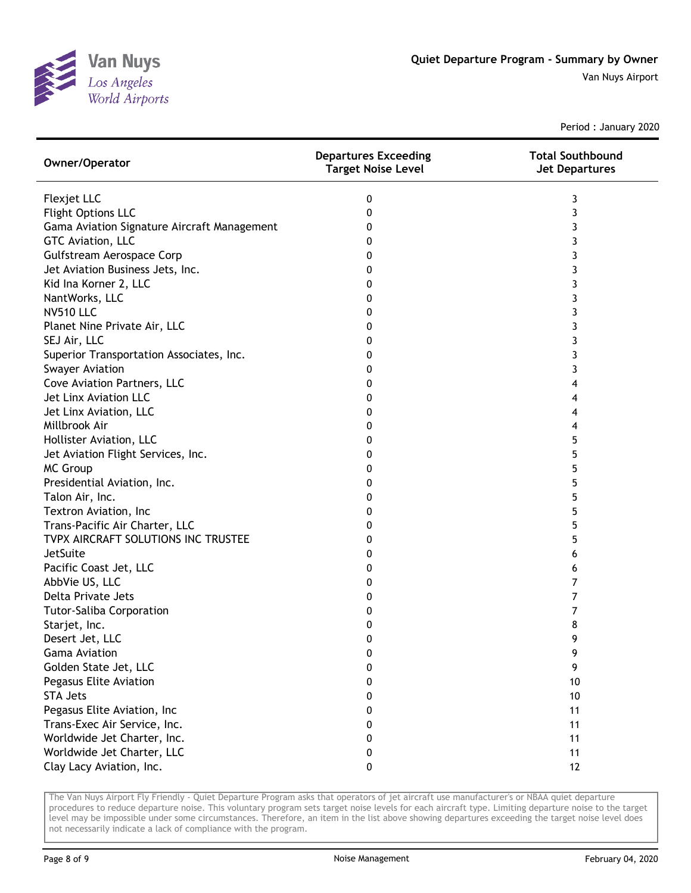# Quiet Departure Program - Summary by Owner

Van Nuys Airport

Period : January 2020

| Owner/Operator | Departures Exceeding Target Noise Level | Total Southbound Jet Departures |
|---|---|---|
| Flexjet LLC | 0 | 3 |
| Flight Options LLC | 0 | 3 |
| Gama Aviation Signature Aircraft Management | 0 | 3 |
| GTC Aviation, LLC | 0 | 3 |
| Gulfstream Aerospace Corp | 0 | 3 |
| Jet Aviation Business Jets, Inc. | 0 | 3 |
| Kid Ina Korner 2, LLC | 0 | 3 |
| NantWorks, LLC | 0 | 3 |
| NV510 LLC | 0 | 3 |
| Planet Nine Private Air, LLC | 0 | 3 |
| SEJ Air, LLC | 0 | 3 |
| Superior Transportation Associates, Inc. | 0 | 3 |
| Swayer Aviation | 0 | 3 |
| Cove Aviation Partners, LLC | 0 | 4 |
| Jet Linx Aviation LLC | 0 | 4 |
| Jet Linx Aviation, LLC | 0 | 4 |
| Millbrook Air | 0 | 4 |
| Hollister Aviation, LLC | 0 | 5 |
| Jet Aviation Flight Services, Inc. | 0 | 5 |
| MC Group | 0 | 5 |
| Presidential Aviation, Inc. | 0 | 5 |
| Talon Air, Inc. | 0 | 5 |
| Textron Aviation, Inc | 0 | 5 |
| Trans-Pacific Air Charter, LLC | 0 | 5 |
| TVPX AIRCRAFT SOLUTIONS INC TRUSTEE | 0 | 5 |
| JetSuite | 0 | 6 |
| Pacific Coast Jet, LLC | 0 | 6 |
| AbbVie US, LLC | 0 | 7 |
| Delta Private Jets | 0 | 7 |
| Tutor-Saliba Corporation | 0 | 7 |
| Starjet, Inc. | 0 | 8 |
| Desert Jet, LLC | 0 | 9 |
| Gama Aviation | 0 | 9 |
| Golden State Jet, LLC | 0 | 9 |
| Pegasus Elite Aviation | 0 | 10 |
| STA Jets | 0 | 10 |
| Pegasus Elite Aviation, Inc | 0 | 11 |
| Trans-Exec Air Service, Inc. | 0 | 11 |
| Worldwide Jet Charter, Inc. | 0 | 11 |
| Worldwide Jet Charter, LLC | 0 | 11 |
| Clay Lacy Aviation, Inc. | 0 | 12 |

The Van Nuys Airport Fly Friendly - Quiet Departure Program asks that operators of jet aircraft use manufacturer's or NBAA quiet departure procedures to reduce departure noise. This voluntary program sets target noise levels for each aircraft type. Limiting departure noise to the target level may be impossible under some circumstances. Therefore, an item in the list above showing departures exceeding the target noise level does not necessarily indicate a lack of compliance with the program.

Noise Management

February 04, 2020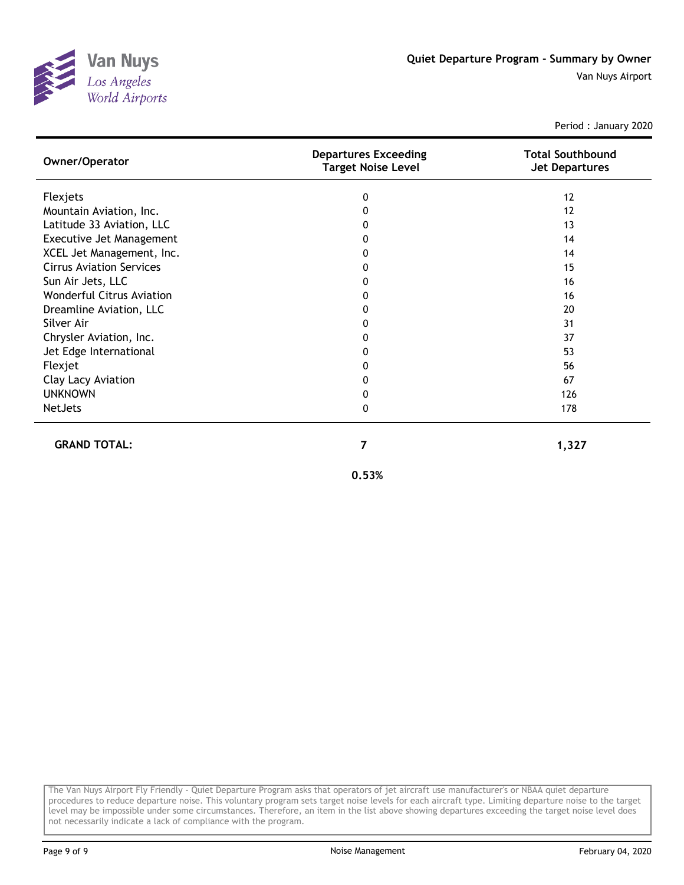Van Nuys
*Los Angeles*
*World Airports*

## Quiet Departure Program - Summary by Owner

Van Nuys Airport

Period : January 2020

| Owner/Operator | Departures Exceeding Target Noise Level | Total Southbound Jet Departures |
|---|---|---|
| Flexjets | 0 | 12 |
| Mountain Aviation, Inc. | 0 | 12 |
| Latitude 33 Aviation, LLC | 0 | 13 |
| Executive Jet Management | 0 | 14 |
| XCEL Jet Management, Inc. | 0 | 14 |
| Cirrus Aviation Services | 0 | 15 |
| Sun Air Jets, LLC | 0 | 16 |
| Wonderful Citrus Aviation | 0 | 16 |
| Dreamline Aviation, LLC | 0 | 20 |
| Silver Air | 0 | 31 |
| Chrysler Aviation, Inc. | 0 | 37 |
| Jet Edge International | 0 | 53 |
| Flexjet | 0 | 56 |
| Clay Lacy Aviation | 0 | 67 |
| UNKNOWN | 0 | 126 |
| NetJets | 0 | 178 |
| **GRAND TOTAL:** | **7** | **1,327** |
| | **0.53%** | |

The Van Nuys Airport Fly Friendly - Quiet Departure Program asks that operators of jet aircraft use manufacturer's or NBAA quiet departure procedures to reduce departure noise. This voluntary program sets target noise levels for each aircraft type. Limiting departure noise to the target level may be impossible under some circumstances. Therefore, an item in the list above showing departures exceeding the target noise level does not necessarily indicate a lack of compliance with the program.